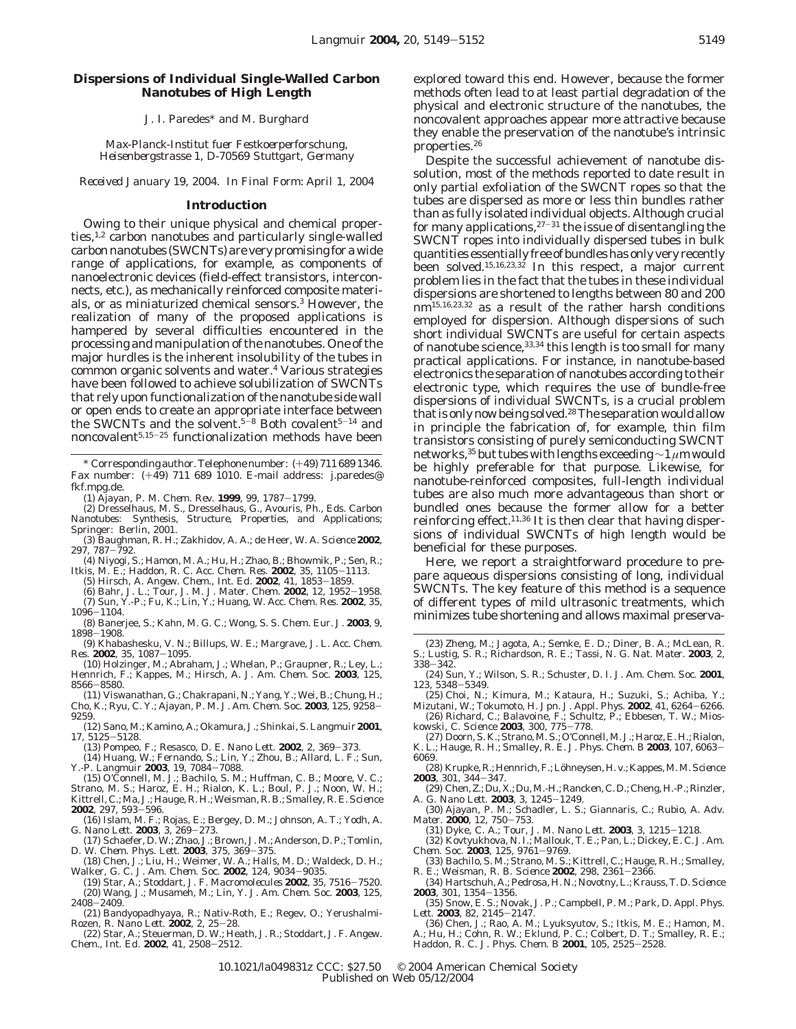# Dispersions of Individual Single-Walled Carbon Nanotubes of High Length

J. I. Paredes* and M. Burghard

*Max-Planck-Institut fuer Festkoerperforschung, Heisenbergstrasse 1, D-70569 Stuttgart, Germany*

*Received January 19, 2004. In Final Form: April 1, 2004*

## Introduction

Owing to their unique physical and chemical properties,[1,2] carbon nanotubes and particularly single-walled carbon nanotubes (SWCNTs) are very promising for a wide range of applications, for example, as components of nanoelectronic devices (field-effect transistors, interconnects, etc.), as mechanically reinforced composite materials, or as miniaturized chemical sensors.[3] However, the realization of many of the proposed applications is hampered by several difficulties encountered in the processing and manipulation of the nanotubes. One of the major hurdles is the inherent insolubility of the tubes in common organic solvents and water.[4] Various strategies have been followed to achieve solubilization of SWCNTs that rely upon functionalization of the nanotube sidewall or open ends to create an appropriate interface between the SWCNTs and the solvent.[5-8] Both covalent[5-14] and noncovalent[5,15-25] functionalization methods have been explored toward this end. However, because the former methods often lead to at least partial degradation of the physical and electronic structure of the nanotubes, the noncovalent approaches appear more attractive because they enable the preservation of the nanotube's intrinsic properties.[26]

Despite the successful achievement of nanotube dissolution, most of the methods reported to date result in only partial exfoliation of the SWCNT ropes so that the tubes are dispersed as more or less thin bundles rather than as fully isolated individual objects. Although crucial for many applications,[27-31] the issue of disentangling the SWCNT ropes into individually dispersed tubes in bulk quantities essentially free of bundles has only very recently been solved.[15,16,23,32] In this respect, a major current problem lies in the fact that the tubes in these individual dispersions are shortened to lengths between 80 and 200 nm[15,16,23,32] as a result of the rather harsh conditions employed for dispersion. Although dispersions of such short individual SWCNTs are useful for certain aspects of nanotube science,[33,34] this length is too small for many practical applications. For instance, in nanotube-based electronics the separation of nanotubes according to their electronic type, which requires the use of bundle-free dispersions of individual SWCNTs, is a crucial problem that is only now being solved.[28] The separation would allow in principle the fabrication of, for example, thin film transistors consisting of purely semiconducting SWCNT networks,[35] but tubes with lengths exceeding ~1 μm would be highly preferable for that purpose. Likewise, for nanotube-reinforced composites, full-length individual tubes are also much more advantageous than short or bundled ones because the former allow for a better reinforcing effect.[11,36] It is then clear that having dispersions of individual SWCNTs of high length would be beneficial for these purposes.

Here, we report a straightforward procedure to prepare aqueous dispersions consisting of long, individual SWCNTs. The key feature of this method is a sequence of different types of mild ultrasonic treatments, which minimizes tube shortening and allows maximal preserva-

---

\* Corresponding author. Telephone number: (+49) 711 689 1346. Fax number: (+49) 711 689 1010. E-mail address: j.paredes@fkf.mpg.de.

(1) Ajayan, P. M. *Chem. Rev.* **1999**, *99*, 1787–1799.

(2) Dresselhaus, M. S., Dresselhaus, G., Avouris, Ph., Eds. *Carbon Nanotubes: Synthesis, Structure, Properties, and Applications*; Springer: Berlin, 2001.

(3) Baughman, R. H.; Zakhidov, A. A.; de Heer, W. A. *Science* **2002**, *297*, 787–792.

(4) Niyogi, S.; Hamon, M. A.; Hu, H.; Zhao, B.; Bhowmik, P.; Sen, R.; Itkis, M. E.; Haddon, R. C. *Acc. Chem. Res.* **2002**, *35*, 1105–1113.

(5) Hirsch, A. *Angew. Chem., Int. Ed.* **2002**, *41*, 1853–1859.

(6) Bahr, J. L.; Tour, J. M. *J. Mater. Chem.* **2002**, *12*, 1952–1958.

(7) Sun, Y.-P.; Fu, K.; Lin, Y.; Huang, W. *Acc. Chem. Res.* **2002**, *35*, 1096–1104.

(8) Banerjee, S.; Kahn, M. G. C.; Wong, S. S. *Chem. Eur. J.* **2003**, *9*, 1898–1908.

(9) Khabashesku, V. N.; Billups, W. E.; Margrave, J. L. *Acc. Chem. Res.* **2002**, *35*, 1087–1095.

(10) Holzinger, M.; Abraham, J.; Whelan, P.; Graupner, R.; Ley, L.; Hennrich, F.; Kappes, M.; Hirsch, A. *J. Am. Chem. Soc.* **2003**, *125*, 8566–8580.

(11) Viswanathan, G.; Chakrapani, N.; Yang, Y.; Wei, B.; Chung, H.; Cho, K.; Ryu, C. Y.; Ajayan, P. M. *J. Am. Chem. Soc.* **2003**, *125*, 9258–9259.

(12) Sano, M.; Kamino, A.; Okamura, J.; Shinkai, S. *Langmuir* **2001**, *17*, 5125–5128.

(13) Pompeo, F.; Resasco, D. E. *Nano Lett.* **2002**, *2*, 369–373.

(14) Huang, W.; Fernando, S.; Lin, Y.; Zhou, B.; Allard, L. F.; Sun, Y.-P. *Langmuir* **2003**, *19*, 7084–7088.

(15) O'Connell, M. J.; Bachilo, S. M.; Huffman, C. B.; Moore, V. C.; Strano, M. S.; Haroz, E. H.; Rialon, K. L.; Boul, P. J.; Noon, W. H.; Kittrell, C.; Ma, J.; Hauge, R. H.; Weisman, R. B.; Smalley, R. E. *Science* **2002**, *297*, 593–596.

(16) Islam, M. F.; Rojas, E.; Bergey, D. M.; Johnson, A. T.; Yodh, A. G. *Nano Lett.* **2003**, *3*, 269–273.

(17) Schaefer, D. W.; Zhao, J.; Brown, J. M.; Anderson, D. P.; Tomlin, D. W. *Chem. Phys. Lett.* **2003**, *375*, 369–375.

(18) Chen, J.; Liu, H.; Weimer, W. A.; Halls, M. D.; Waldeck, D. H.; Walker, G. C. *J. Am. Chem. Soc.* **2002**, *124*, 9034–9035.

(19) Star, A.; Stoddart, J. F. *Macromolecules* **2002**, *35*, 7516–7520.

(20) Wang, J.; Musameh, M.; Lin, Y. *J. Am. Chem. Soc.* **2003**, *125*, 2408–2409.

(21) Bandyopadhyaya, R.; Nativ-Roth, E.; Regev, O.; Yerushalmi-Rozen, R. *Nano Lett.* **2002**, *2*, 25–28.

(22) Star, A.; Steuerman, D. W.; Heath, J. R.; Stoddart, J. F. *Angew. Chem., Int. Ed.* **2002**, *41*, 2508–2512.

(23) Zheng, M.; Jagota, A.; Semke, E. D.; Diner, B. A.; McLean, R. S.; Lustig, S. R.; Richardson, R. E.; Tassi, N. G. *Nat. Mater.* **2003**, *2*, 338–342.

(24) Sun, Y.; Wilson, S. R.; Schuster, D. I. *J. Am. Chem. Soc.* **2001**, *123*, 5348–5349.

(25) Choi, N.; Kimura, M.; Kataura, H.; Suzuki, S.; Achiba, Y.; Mizutani, W.; Tokumoto, H. *Jpn. J. Appl. Phys.* **2002**, *41*, 6264–6266.

(26) Richard, C.; Balavoine, F.; Schultz, P.; Ebbesen, T. W.; Mioskowski, C. *Science* **2003**, *300*, 775–778.

(27) Doorn, S. K.; Strano, M. S.; O'Connell, M. J.; Haroz, E. H.; Rialon, K. L.; Hauge, R. H.; Smalley, R. E. *J. Phys. Chem. B* **2003**, *107*, 6063–6069.

(28) Krupke, R.; Hennrich, F.; Löhneysen, H. v.; Kappes, M. M. *Science* **2003**, *301*, 344–347.

(29) Chen, Z.; Du, X.; Du, M.-H.; Rancken, C. D.; Cheng, H.-P.; Rinzler, A. G. *Nano Lett.* **2003**, *3*, 1245–1249.

(30) Ajayan, P. M.; Schadler, L. S.; Giannaris, C.; Rubio, A. *Adv. Mater.* **2000**, *12*, 750–753.

(31) Dyke, C. A.; Tour, J. M. *Nano Lett.* **2003**, *3*, 1215–1218.

(32) Kovtyukhova, N. I.; Mallouk, T. E.; Pan, L.; Dickey, E. C. *J. Am. Chem. Soc.* **2003**, *125*, 9761–9769.

(33) Bachilo, S. M.; Strano, M. S.; Kittrell, C.; Hauge, R. H.; Smalley, R. E.; Weisman, R. B. *Science* **2002**, *298*, 2361–2366.

(34) Hartschuh, A.; Pedrosa, H. N.; Novotny, L.; Krauss, T. D. *Science* **2003**, *301*, 1354–1356.

(35) Snow, E. S.; Novak, J. P.; Campbell, P. M.; Park, D. *Appl. Phys. Lett.* **2003**, *82*, 2145–2147.

(36) Chen, J.; Rao, A. M.; Lyuksyutov, S.; Itkis, M. E.; Hamon, M. A.; Hu, H.; Cohn, R. W.; Eklund, P. C.; Colbert, D. T.; Smalley, R. E.; Haddon, R. C. *J. Phys. Chem. B* **2001**, *105*, 2525–2528.

10.1021/la049831z CCC: $27.50 © 2004 American Chemical Society
Published on Web 05/12/2004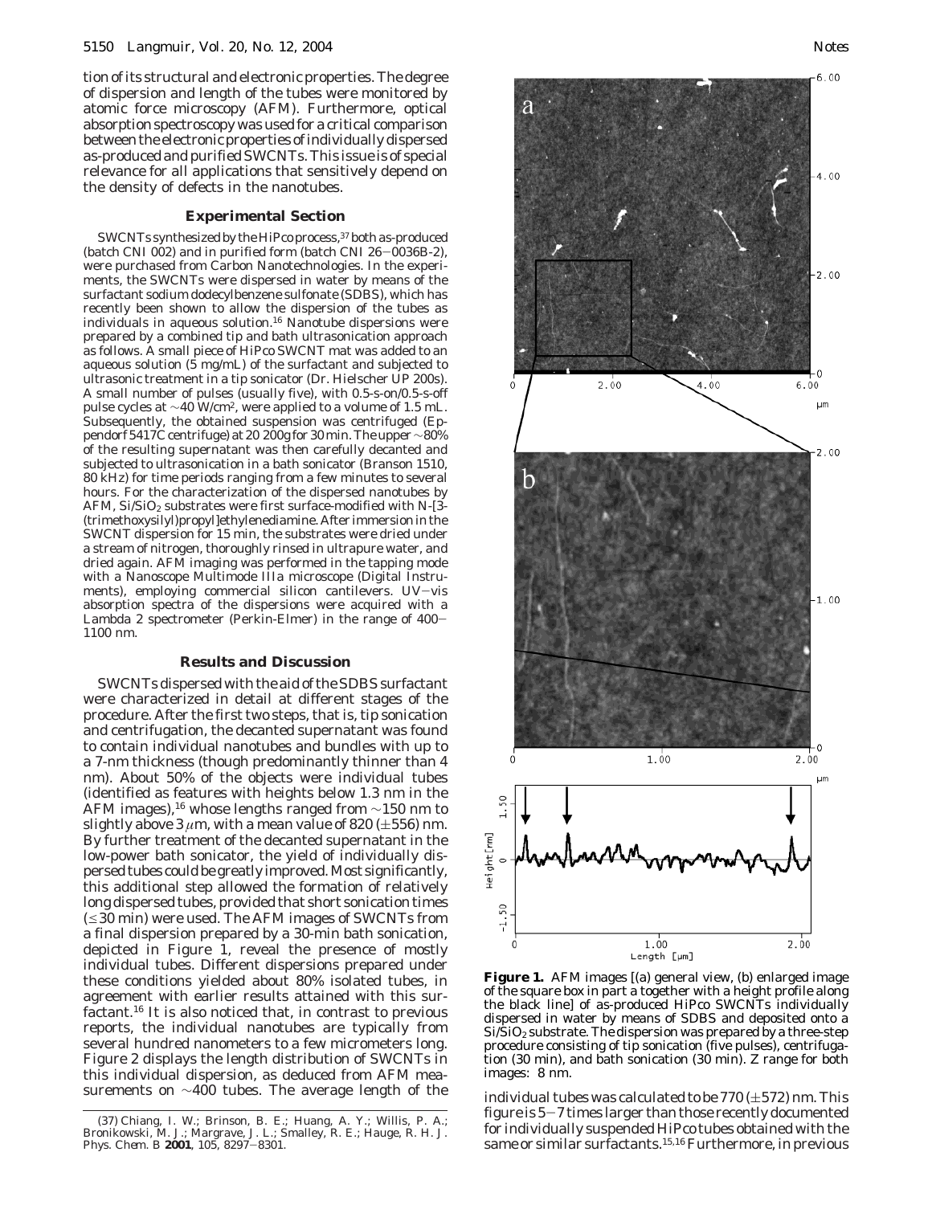tion of its structural and electronic properties. The degree of dispersion and length of the tubes were monitored by atomic force microscopy (AFM). Furthermore, optical absorption spectroscopy was used for a critical comparison between the electronic properties of individually dispersed as-produced and purified SWCNTs. This issue is of special relevance for all applications that sensitively depend on the density of defects in the nanotubes.

## Experimental Section

SWCNTs synthesized by the HiPco process,[37] both as-produced (batch CNI 002) and in purified form (batch CNI 26−0036B-2), were purchased from Carbon Nanotechnologies. In the experiments, the SWCNTs were dispersed in water by means of the surfactant sodium dodecylbenzene sulfonate (SDBS), which has recently been shown to allow the dispersion of the tubes as individuals in aqueous solution.[16] Nanotube dispersions were prepared by a combined tip and bath ultrasonication approach as follows. A small piece of HiPco SWCNT mat was added to an aqueous solution (5 mg/mL) of the surfactant and subjected to ultrasonic treatment in a tip sonicator (Dr. Hielscher UP 200s). A small number of pulses (usually five), with 0.5-s-on/0.5-s-off pulse cycles at ~40 W/cm$^2$, were applied to a volume of 1.5 mL. Subsequently, the obtained suspension was centrifuged (Eppendorf 5417C centrifuge) at 20 200*g* for 30 min. The upper ~80% of the resulting supernatant was then carefully decanted and subjected to ultrasonication in a bath sonicator (Branson 1510, 80 kHz) for time periods ranging from a few minutes to several hours. For the characterization of the dispersed nanotubes by AFM, $Si/SiO_2$ substrates were first surface-modified with *N*-[3-(trimethoxysilyl)propyl]ethylenediamine. After immersion in the SWCNT dispersion for 15 min, the substrates were dried under a stream of nitrogen, thoroughly rinsed in ultrapure water, and dried again. AFM imaging was performed in the tapping mode with a Nanoscope Multimode IIIa microscope (Digital Instruments), employing commercial silicon cantilevers. UV−vis absorption spectra of the dispersions were acquired with a Lambda 2 spectrometer (Perkin-Elmer) in the range of 400−1100 nm.

## Results and Discussion

SWCNTs dispersed with the aid of the SDBS surfactant were characterized in detail at different stages of the procedure. After the first two steps, that is, tip sonication and centrifugation, the decanted supernatant was found to contain individual nanotubes and bundles with up to a 7-nm thickness (though predominantly thinner than 4 nm). About 50% of the objects were individual tubes (identified as features with heights below 1.3 nm in the AFM images),[16] whose lengths ranged from ~150 nm to slightly above 3 $\mu$m, with a mean value of 820 (±556) nm. By further treatment of the decanted supernatant in the low-power bath sonicator, the yield of individually dispersed tubes could be greatly improved. Most significantly, this additional step allowed the formation of relatively long dispersed tubes, provided that short sonication times (≤30 min) were used. The AFM images of SWCNTs from a final dispersion prepared by a 30-min bath sonication, depicted in Figure 1, reveal the presence of mostly individual tubes. Different dispersions prepared under these conditions yielded about 80% isolated tubes, in agreement with earlier results attained with this surfactant.[16] It is also noticed that, in contrast to previous reports, the individual nanotubes are typically from several hundred nanometers to a few micrometers long. Figure 2 displays the length distribution of SWCNTs in this individual dispersion, as deduced from AFM measurements on ~400 tubes. The average length of the individual tubes was calculated to be 770 (±572) nm. This figure is 5−7 times larger than those recently documented for individually suspended HiPco tubes obtained with the same or similar surfactants.[15,16] Furthermore, in previous

**Figure 1.** AFM images [(a) general view, (b) enlarged image of the square box in part a together with a height profile along the black line] of as-produced HiPco SWCNTs individually dispersed in water by means of SDBS and deposited onto a $Si/SiO_2$ substrate. The dispersion was prepared by a three-step procedure consisting of tip sonication (five pulses), centrifugation (30 min), and bath sonication (30 min). Z range for both images: 8 nm.

(37) Chiang, I. W.; Brinson, B. E.; Huang, A. Y.; Willis, P. A.; Bronikowski, M. J.; Margrave, J. L.; Smalley, R. E.; Hauge, R. H. *J. Phys. Chem. B* **2001**, *105*, 8297−8301.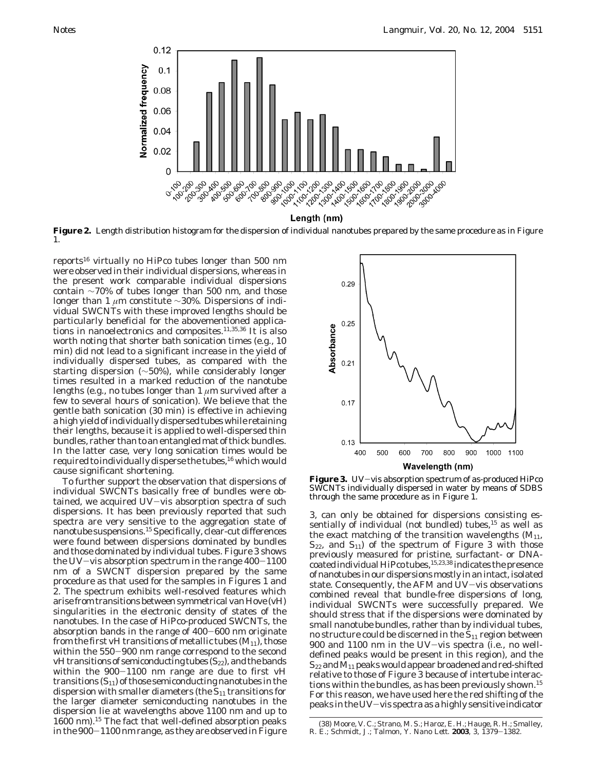**Figure 2.** Length distribution histogram for the dispersion of individual nanotubes prepared by the same procedure as in Figure 1.

reports[16] virtually no HiPco tubes longer than 500 nm were observed in their individual dispersions, whereas in the present work comparable individual dispersions contain ~70% of tubes longer than 500 nm, and those longer than 1 $\mu$m constitute ~30%. Dispersions of individual SWCNTs with these improved lengths should be particularly beneficial for the abovementioned applications in nanoelectronics and composites.[11,35,36] It is also worth noting that shorter bath sonication times (e.g., 10 min) did not lead to a significant increase in the yield of individually dispersed tubes, as compared with the starting dispersion (~50%), while considerably longer times resulted in a marked reduction of the nanotube lengths (e.g., no tubes longer than 1 $\mu$m survived after a few to several hours of sonication). We believe that the gentle bath sonication (30 min) is effective in achieving a high yield of individually dispersed tubes while retaining their lengths, because it is applied to well-dispersed thin bundles, rather than to an entangled mat of thick bundles. In the latter case, very long sonication times would be required to individually disperse the tubes,[16] which would cause significant shortening.

To further support the observation that dispersions of individual SWCNTs basically free of bundles were obtained, we acquired UV–vis absorption spectra of such dispersions. It has been previously reported that such spectra are very sensitive to the aggregation state of nanotube suspensions.[15] Specifically, clear-cut differences were found between dispersions dominated by bundles and those dominated by individual tubes. Figure 3 shows the UV–vis absorption spectrum in the range 400–1100 nm of a SWCNT dispersion prepared by the same procedure as that used for the samples in Figures 1 and 2. The spectrum exhibits well-resolved features which arise from transitions between symmetrical van Hove (vH) singularities in the electronic density of states of the nanotubes. In the case of HiPco-produced SWCNTs, the absorption bands in the range of 400–600 nm originate from the first vH transitions of metallic tubes ($M_{11}$), those within the 550–900 nm range correspond to the second vH transitions of semiconducting tubes ($S_{22}$), and the bands within the 900–1100 nm range are due to first vH transitions ($S_{11}$) of those semiconducting nanotubes in the dispersion with smaller diameters (the $S_{11}$ transitions for the larger diameter semiconducting nanotubes in the dispersion lie at wavelengths above 1100 nm and up to 1600 nm).[15] The fact that well-defined absorption peaks in the 900–1100 nm range, as they are observed in Figure 3, can only be obtained for dispersions consisting essentially of individual (not bundled) tubes,[15] as well as the exact matching of the transition wavelengths ($M_{11}$, $S_{22}$, and $S_{11}$) of the spectrum of Figure 3 with those previously measured for pristine, surfactant- or DNA-coated individual HiPco tubes,[15,23,38] indicates the presence of nanotubes in our dispersions mostly in an intact, isolated state. Consequently, the AFM and UV–vis observations combined reveal that bundle-free dispersions of long, individual SWCNTs were successfully prepared. We should stress that if the dispersions were dominated by small nanotube bundles, rather than by individual tubes, no structure could be discerned in the $S_{11}$ region between 900 and 1100 nm in the UV–vis spectra (i.e., no well-defined peaks would be present in this region), and the $S_{22}$ and $M_{11}$ peaks would appear broadened and red-shifted relative to those of Figure 3 because of intertube interactions within the bundles, as has been previously shown.[15] For this reason, we have used here the red shifting of the peaks in the UV–vis spectra as a highly sensitive indicator

**Figure 3.** UV–vis absorption spectrum of as-produced HiPco SWCNTs individually dispersed in water by means of SDBS through the same procedure as in Figure 1.

(38) Moore, V. C.; Strano, M. S.; Haroz, E. H.; Hauge, R. H.; Smalley, R. E.; Schmidt, J.; Talmon, Y. *Nano Lett.* **2003**, *3*, 1379–1382.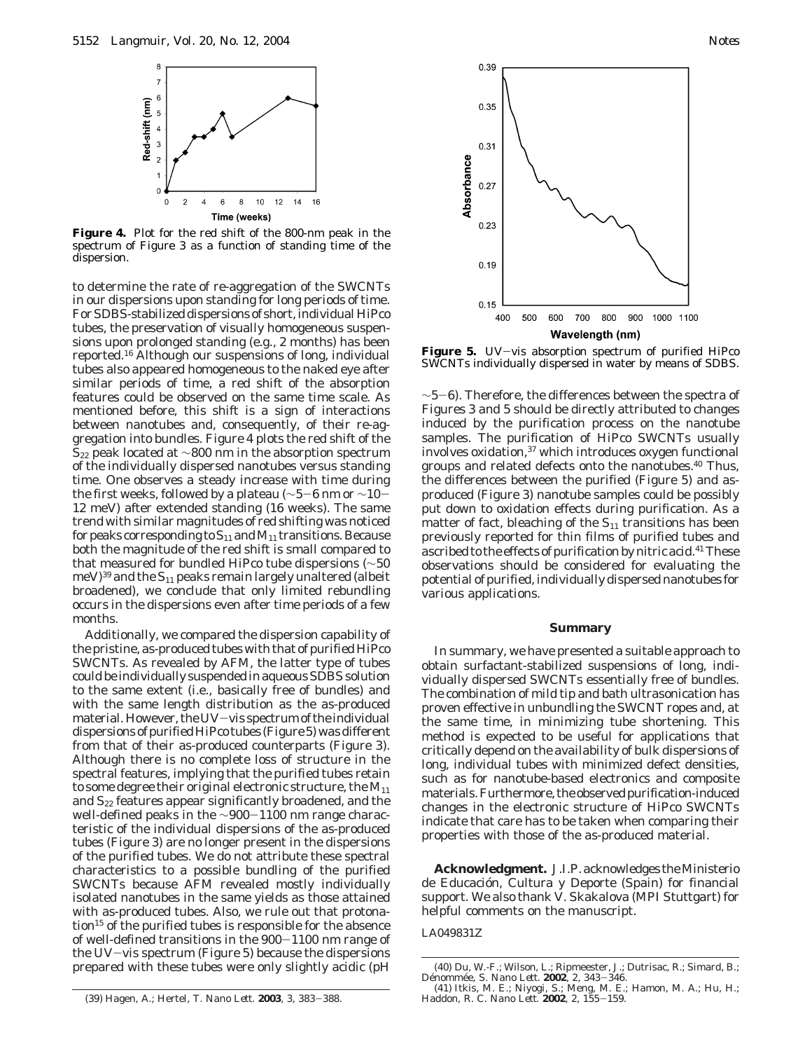Red-shift (nm)
8
7
6
5
4
3
2
1
0
0 2 4 6 8 10 12 14 16
Time (weeks)

**Figure 4.** Plot for the red shift of the 800-nm peak in the spectrum of Figure 3 as a function of standing time of the dispersion.

to determine the rate of re-aggregation of the SWCNTs in our dispersions upon standing for long periods of time. For SDBS-stabilized dispersions of short, individual HiPco tubes, the preservation of visually homogeneous suspensions upon prolonged standing (e.g., 2 months) has been reported.[16] Although our suspensions of long, individual tubes also appeared homogeneous to the naked eye after similar periods of time, a red shift of the absorption features could be observed on the same time scale. As mentioned before, this shift is a sign of interactions between nanotubes and, consequently, of their re-aggregation into bundles. Figure 4 plots the red shift of the $S_{22}$ peak located at ~800 nm in the absorption spectrum of the individually dispersed nanotubes versus standing time. One observes a steady increase with time during the first weeks, followed by a plateau (~5−6 nm or ~10−12 meV) after extended standing (16 weeks). The same trend with similar magnitudes of red shifting was noticed for peaks corresponding to $S_{11}$ and $M_{11}$ transitions. Because both the magnitude of the red shift is small compared to that measured for bundled HiPco tube dispersions (~50 meV)[39] and the $S_{11}$ peaks remain largely unaltered (albeit broadened), we conclude that only limited rebundling occurs in the dispersions even after time periods of a few months.

Additionally, we compared the dispersion capability of the pristine, as-produced tubes with that of purified HiPco SWCNTs. As revealed by AFM, the latter type of tubes could be individually suspended in aqueous SDBS solution to the same extent (i.e., basically free of bundles) and with the same length distribution as the as-produced material. However, the UV−vis spectrum of the individual dispersions of purified HiPco tubes (Figure 5) was different from that of their as-produced counterparts (Figure 3). Although there is no complete loss of structure in the spectral features, implying that the purified tubes retain to some degree their original electronic structure, the $M_{11}$ and $S_{22}$ features appear significantly broadened, and the well-defined peaks in the ~900−1100 nm range characteristic of the individual dispersions of the as-produced tubes (Figure 3) are no longer present in the dispersions of the purified tubes. We do not attribute these spectral characteristics to a possible bundling of the purified SWCNTs because AFM revealed mostly individually isolated nanotubes in the same yields as those attained with as-produced tubes. Also, we rule out that protonation[15] of the purified tubes is responsible for the absence of well-defined transitions in the 900−1100 nm range of the UV−vis spectrum (Figure 5) because the dispersions prepared with these tubes were only slightly acidic (pH ~5−6). Therefore, the differences between the spectra of Figures 3 and 5 should be directly attributed to changes induced by the purification process on the nanotube samples. The purification of HiPco SWCNTs usually involves oxidation,[37] which introduces oxygen functional groups and related defects onto the nanotubes.[40] Thus, the differences between the purified (Figure 5) and as-produced (Figure 3) nanotube samples could be possibly put down to oxidation effects during purification. As a matter of fact, bleaching of the $S_{11}$ transitions has been previously reported for thin films of purified tubes and ascribed to the effects of purification by nitric acid.[41] These observations should be considered for evaluating the potential of purified, individually dispersed nanotubes for various applications.

Absorbance
0.39
0.35
0.31
0.27
0.23
0.19
0.15
400 500 600 700 800 900 1000 1100
Wavelength (nm)

**Figure 5.** UV−vis absorption spectrum of purified HiPco SWCNTs individually dispersed in water by means of SDBS.

## Summary

In summary, we have presented a suitable approach to obtain surfactant-stabilized suspensions of long, individually dispersed SWCNTs essentially free of bundles. The combination of mild tip and bath ultrasonication has proven effective in unbundling the SWCNT ropes and, at the same time, in minimizing tube shortening. This method is expected to be useful for applications that critically depend on the availability of bulk dispersions of long, individual tubes with minimized defect densities, such as for nanotube-based electronics and composite materials. Furthermore, the observed purification-induced changes in the electronic structure of HiPco SWCNTs indicate that care has to be taken when comparing their properties with those of the as-produced material.

**Acknowledgment.** J.I.P. acknowledges the Ministerio de Educación, Cultura y Deporte (Spain) for financial support. We also thank V. Skakalova (MPI Stuttgart) for helpful comments on the manuscript.

LA049831Z

(39) Hagen, A.; Hertel, T. *Nano Lett.* **2003**, 3, 383−388.

(40) Du, W.-F.; Wilson, L.; Ripmeester, J.; Dutrisac, R.; Simard, B.; Dénommée, S. *Nano Lett.* **2002**, 2, 343−346.

(41) Itkis, M. E.; Niyogi, S.; Meng, M. E.; Hamon, M. A.; Hu, H.; Haddon, R. C. *Nano Lett.* **2002**, 2, 155−159.